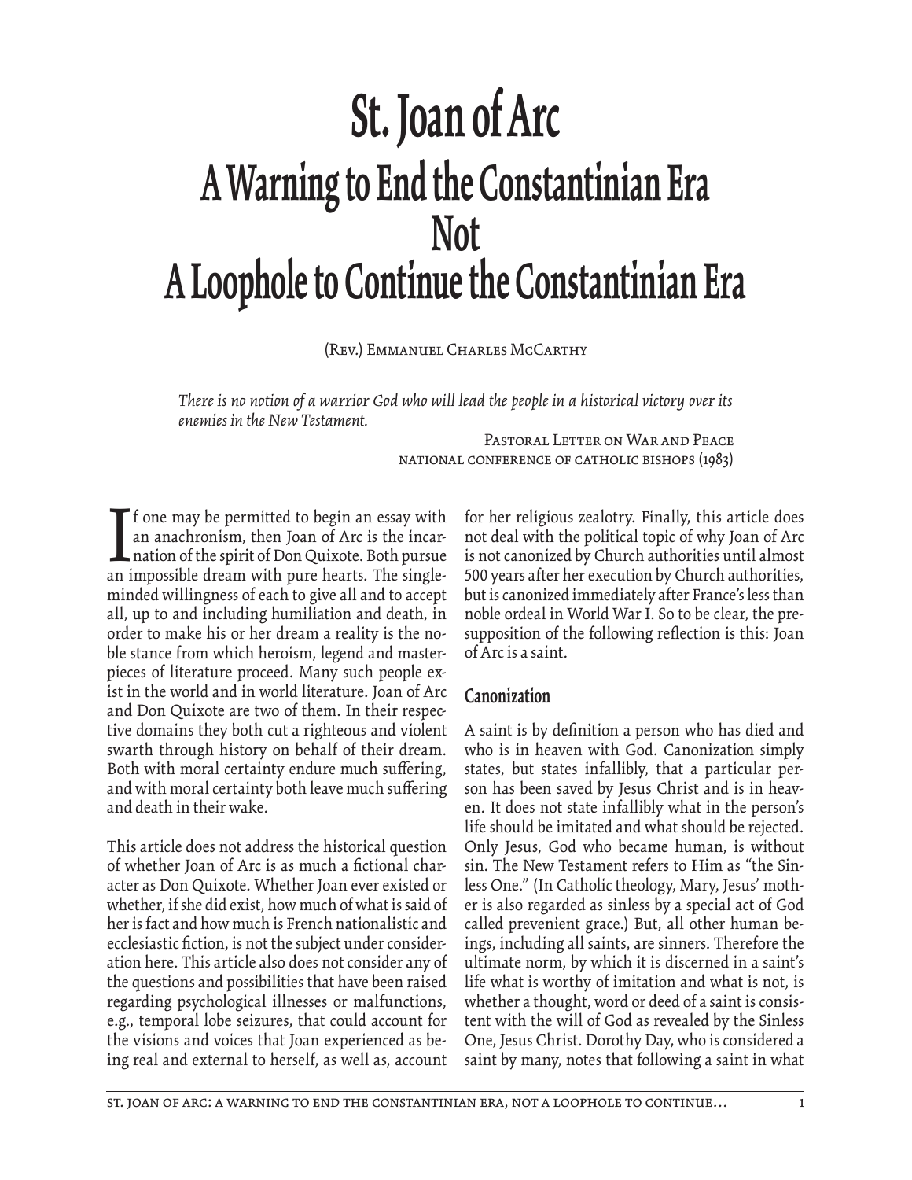# St. Joan of Arc
## A Warning to End the Constantinian Era
## Not
## A Loophole to Continue the Constantinian Era

(Rev.) Emmanuel Charles McCarthy

*There is no notion of a warrior God who will lead the people in a historical victory over its enemies in the New Testament.*

Pastoral Letter on War and Peace
National Conference of Catholic Bishops (1983)

If one may be permitted to begin an essay with an anachronism, then Joan of Arc is the incarnation of the spirit of Don Quixote. Both pursue an impossible dream with pure hearts. The single-minded willingness of each to give all and to accept all, up to and including humiliation and death, in order to make his or her dream a reality is the noble stance from which heroism, legend and masterpieces of literature proceed. Many such people exist in the world and in world literature. Joan of Arc and Don Quixote are two of them. In their respective domains they both cut a righteous and violent swarth through history on behalf of their dream. Both with moral certainty endure much suffering, and with moral certainty both leave much suffering and death in their wake.

This article does not address the historical question of whether Joan of Arc is as much a fictional character as Don Quixote. Whether Joan ever existed or whether, if she did exist, how much of what is said of her is fact and how much is French nationalistic and ecclesiastic fiction, is not the subject under consideration here. This article also does not consider any of the questions and possibilities that have been raised regarding psychological illnesses or malfunctions, e.g., temporal lobe seizures, that could account for the visions and voices that Joan experienced as being real and external to herself, as well as, account for her religious zealotry. Finally, this article does not deal with the political topic of why Joan of Arc is not canonized by Church authorities until almost 500 years after her execution by Church authorities, but is canonized immediately after France's less than noble ordeal in World War I. So to be clear, the presupposition of the following reflection is this: Joan of Arc is a saint.

### Canonization

A saint is by definition a person who has died and who is in heaven with God. Canonization simply states, but states infallibly, that a particular person has been saved by Jesus Christ and is in heaven. It does not state infallibly what in the person's life should be imitated and what should be rejected. Only Jesus, God who became human, is without sin. The New Testament refers to Him as "the Sinless One." (In Catholic theology, Mary, Jesus' mother is also regarded as sinless by a special act of God called prevenient grace.) But, all other human beings, including all saints, are sinners. Therefore the ultimate norm, by which it is discerned in a saint's life what is worthy of imitation and what is not, is whether a thought, word or deed of a saint is consistent with the will of God as revealed by the Sinless One, Jesus Christ. Dorothy Day, who is considered a saint by many, notes that following a saint in what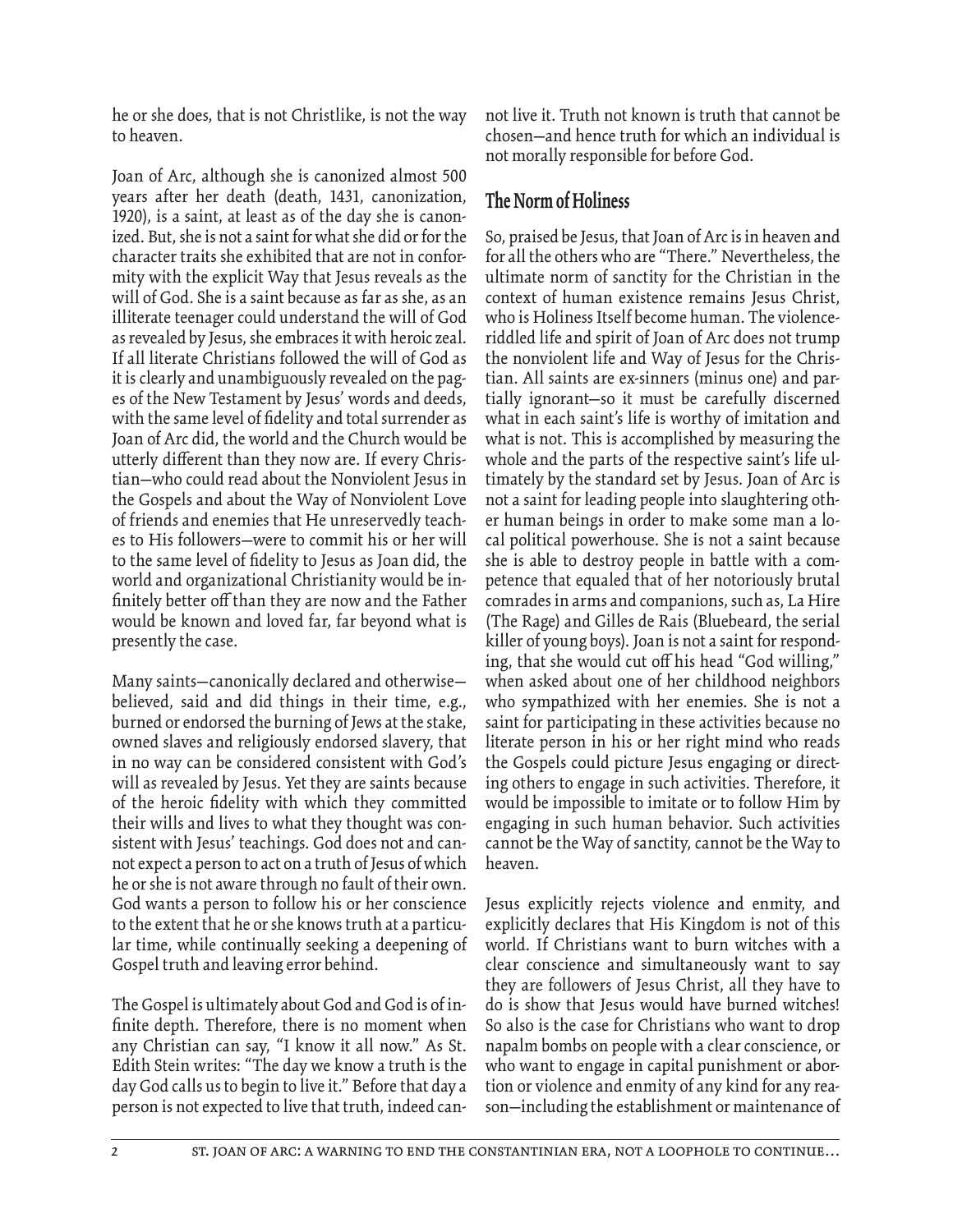he or she does, that is not Christlike, is not the way to heaven.

Joan of Arc, although she is canonized almost 500 years after her death (death, 1431, canonization, 1920), is a saint, at least as of the day she is canonized. But, she is not a saint for what she did or for the character traits she exhibited that are not in conformity with the explicit Way that Jesus reveals as the will of God. She is a saint because as far as she, as an illiterate teenager could understand the will of God as revealed by Jesus, she embraces it with heroic zeal. If all literate Christians followed the will of God as it is clearly and unambiguously revealed on the pages of the New Testament by Jesus' words and deeds, with the same level of fidelity and total surrender as Joan of Arc did, the world and the Church would be utterly different than they now are. If every Christian—who could read about the Nonviolent Jesus in the Gospels and about the Way of Nonviolent Love of friends and enemies that He unreservedly teaches to His followers—were to commit his or her will to the same level of fidelity to Jesus as Joan did, the world and organizational Christianity would be infinitely better off than they are now and the Father would be known and loved far, far beyond what is presently the case.

Many saints—canonically declared and otherwise—believed, said and did things in their time, e.g., burned or endorsed the burning of Jews at the stake, owned slaves and religiously endorsed slavery, that in no way can be considered consistent with God's will as revealed by Jesus. Yet they are saints because of the heroic fidelity with which they committed their wills and lives to what they thought was consistent with Jesus' teachings. God does not and cannot expect a person to act on a truth of Jesus of which he or she is not aware through no fault of their own. God wants a person to follow his or her conscience to the extent that he or she knows truth at a particular time, while continually seeking a deepening of Gospel truth and leaving error behind.

The Gospel is ultimately about God and God is of infinite depth. Therefore, there is no moment when any Christian can say, "I know it all now." As St. Edith Stein writes: "The day we know a truth is the day God calls us to begin to live it." Before that day a person is not expected to live that truth, indeed cannot live it. Truth not known is truth that cannot be chosen—and hence truth for which an individual is not morally responsible for before God.

## The Norm of Holiness

So, praised be Jesus, that Joan of Arc is in heaven and for all the others who are "There." Nevertheless, the ultimate norm of sanctity for the Christian in the context of human existence remains Jesus Christ, who is Holiness Itself become human. The violence-riddled life and spirit of Joan of Arc does not trump the nonviolent life and Way of Jesus for the Christian. All saints are ex-sinners (minus one) and partially ignorant—so it must be carefully discerned what in each saint's life is worthy of imitation and what is not. This is accomplished by measuring the whole and the parts of the respective saint's life ultimately by the standard set by Jesus. Joan of Arc is not a saint for leading people into slaughtering other human beings in order to make some man a local political powerhouse. She is not a saint because she is able to destroy people in battle with a competence that equaled that of her notoriously brutal comrades in arms and companions, such as, La Hire (The Rage) and Gilles de Rais (Bluebeard, the serial killer of young boys). Joan is not a saint for responding, that she would cut off his head "God willing," when asked about one of her childhood neighbors who sympathized with her enemies. She is not a saint for participating in these activities because no literate person in his or her right mind who reads the Gospels could picture Jesus engaging or directing others to engage in such activities. Therefore, it would be impossible to imitate or to follow Him by engaging in such human behavior. Such activities cannot be the Way of sanctity, cannot be the Way to heaven.

Jesus explicitly rejects violence and enmity, and explicitly declares that His Kingdom is not of this world. If Christians want to burn witches with a clear conscience and simultaneously want to say they are followers of Jesus Christ, all they have to do is show that Jesus would have burned witches! So also is the case for Christians who want to drop napalm bombs on people with a clear conscience, or who want to engage in capital punishment or abortion or violence and enmity of any kind for any reason—including the establishment or maintenance of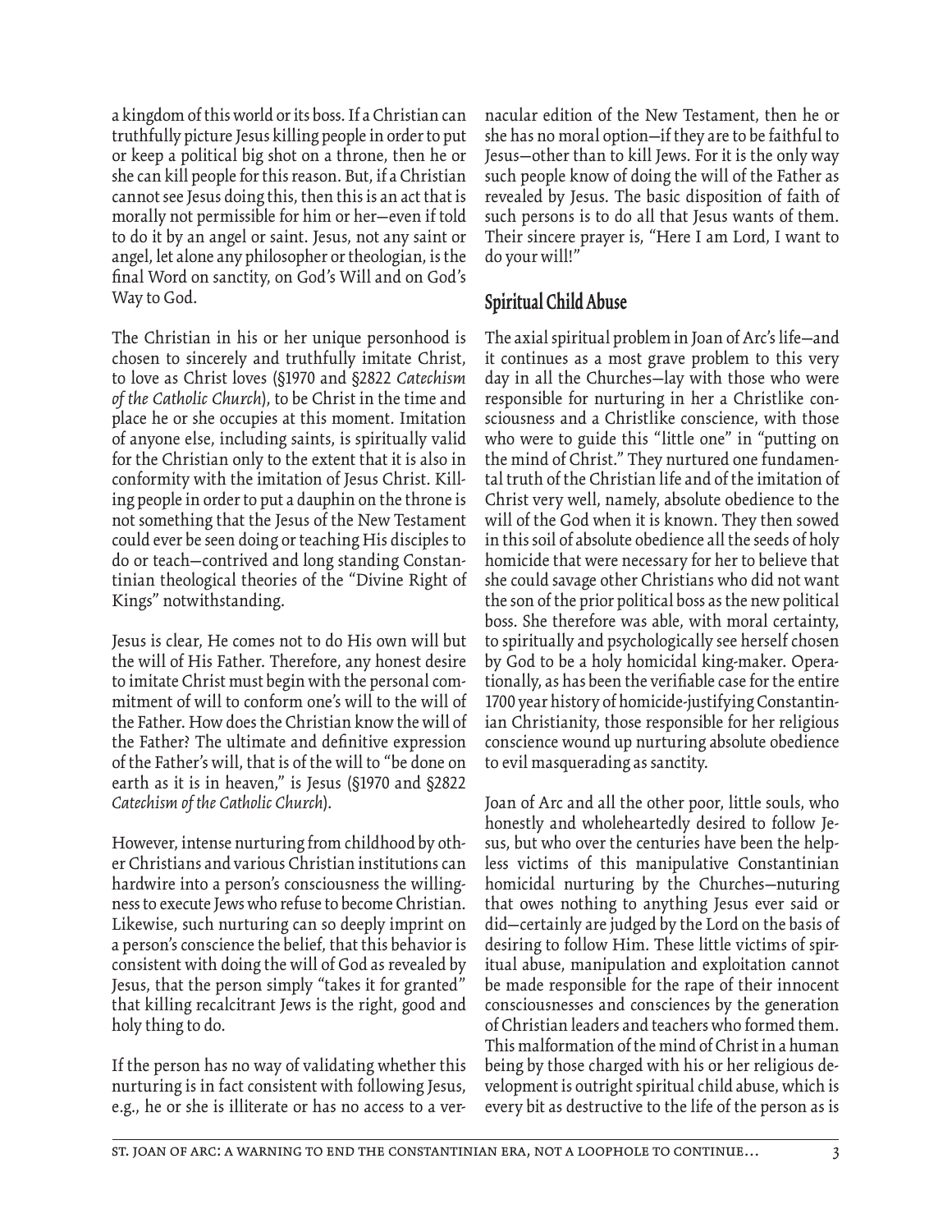a kingdom of this world or its boss. If a Christian can truthfully picture Jesus killing people in order to put or keep a political big shot on a throne, then he or she can kill people for this reason. But, if a Christian cannot see Jesus doing this, then this is an act that is morally not permissible for him or her—even if told to do it by an angel or saint. Jesus, not any saint or angel, let alone any philosopher or theologian, is the final Word on sanctity, on God's Will and on God's Way to God.

The Christian in his or her unique personhood is chosen to sincerely and truthfully imitate Christ, to love as Christ loves (§1970 and §2822 *Catechism of the Catholic Church*), to be Christ in the time and place he or she occupies at this moment. Imitation of anyone else, including saints, is spiritually valid for the Christian only to the extent that it is also in conformity with the imitation of Jesus Christ. Killing people in order to put a dauphin on the throne is not something that the Jesus of the New Testament could ever be seen doing or teaching His disciples to do or teach—contrived and long standing Constantinian theological theories of the "Divine Right of Kings" notwithstanding.

Jesus is clear, He comes not to do His own will but the will of His Father. Therefore, any honest desire to imitate Christ must begin with the personal commitment of will to conform one's will to the will of the Father. How does the Christian know the will of the Father? The ultimate and definitive expression of the Father's will, that is of the will to "be done on earth as it is in heaven," is Jesus (§1970 and §2822 *Catechism of the Catholic Church*).

However, intense nurturing from childhood by other Christians and various Christian institutions can hardwire into a person's consciousness the willingness to execute Jews who refuse to become Christian. Likewise, such nurturing can so deeply imprint on a person's conscience the belief, that this behavior is consistent with doing the will of God as revealed by Jesus, that the person simply "takes it for granted" that killing recalcitrant Jews is the right, good and holy thing to do.

If the person has no way of validating whether this nurturing is in fact consistent with following Jesus, e.g., he or she is illiterate or has no access to a vernacular edition of the New Testament, then he or she has no moral option—if they are to be faithful to Jesus—other than to kill Jews. For it is the only way such people know of doing the will of the Father as revealed by Jesus. The basic disposition of faith of such persons is to do all that Jesus wants of them. Their sincere prayer is, "Here I am Lord, I want to do your will!"

## Spiritual Child Abuse

The axial spiritual problem in Joan of Arc's life—and it continues as a most grave problem to this very day in all the Churches—lay with those who were responsible for nurturing in her a Christlike consciousness and a Christlike conscience, with those who were to guide this "little one" in "putting on the mind of Christ." They nurtured one fundamental truth of the Christian life and of the imitation of Christ very well, namely, absolute obedience to the will of the God when it is known. They then sowed in this soil of absolute obedience all the seeds of holy homicide that were necessary for her to believe that she could savage other Christians who did not want the son of the prior political boss as the new political boss. She therefore was able, with moral certainty, to spiritually and psychologically see herself chosen by God to be a holy homicidal king-maker. Operationally, as has been the verifiable case for the entire 1700 year history of homicide-justifying Constantinian Christianity, those responsible for her religious conscience wound up nurturing absolute obedience to evil masquerading as sanctity.

Joan of Arc and all the other poor, little souls, who honestly and wholeheartedly desired to follow Jesus, but who over the centuries have been the helpless victims of this manipulative Constantinian homicidal nurturing by the Churches—nuturing that owes nothing to anything Jesus ever said or did—certainly are judged by the Lord on the basis of desiring to follow Him. These little victims of spiritual abuse, manipulation and exploitation cannot be made responsible for the rape of their innocent consciousnesses and consciences by the generation of Christian leaders and teachers who formed them. This malformation of the mind of Christ in a human being by those charged with his or her religious development is outright spiritual child abuse, which is every bit as destructive to the life of the person as is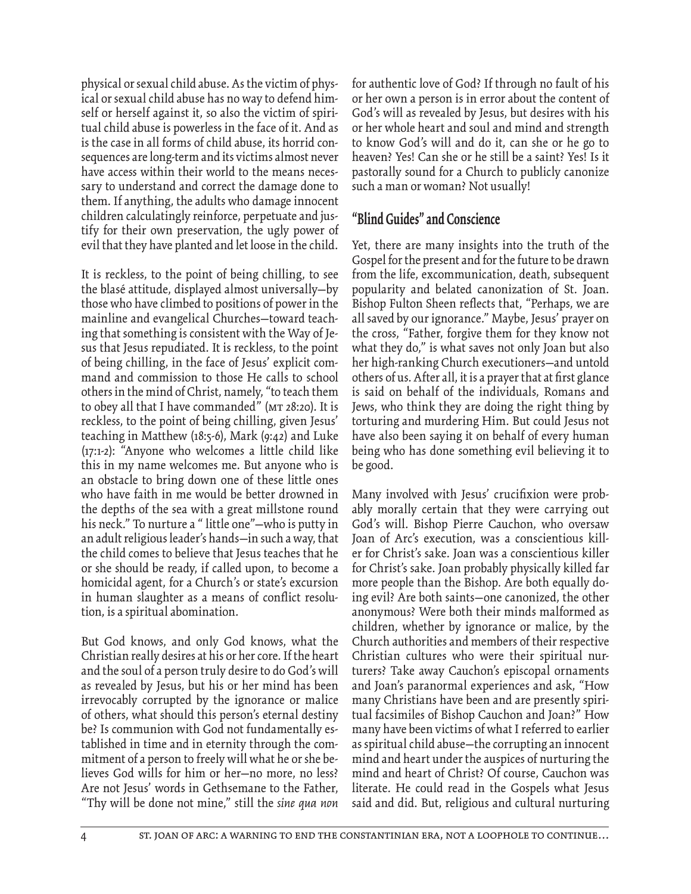physical or sexual child abuse. As the victim of physical or sexual child abuse has no way to defend himself or herself against it, so also the victim of spiritual child abuse is powerless in the face of it. And as is the case in all forms of child abuse, its horrid consequences are long-term and its victims almost never have access within their world to the means necessary to understand and correct the damage done to them. If anything, the adults who damage innocent children calculatingly reinforce, perpetuate and justify for their own preservation, the ugly power of evil that they have planted and let loose in the child.

It is reckless, to the point of being chilling, to see the blasé attitude, displayed almost universally—by those who have climbed to positions of power in the mainline and evangelical Churches—toward teaching that something is consistent with the Way of Jesus that Jesus repudiated. It is reckless, to the point of being chilling, in the face of Jesus' explicit command and commission to those He calls to school others in the mind of Christ, namely, "to teach them to obey all that I have commanded" (MT 28:20). It is reckless, to the point of being chilling, given Jesus' teaching in Matthew (18:5-6), Mark (9:42) and Luke (17:1-2): "Anyone who welcomes a little child like this in my name welcomes me. But anyone who is an obstacle to bring down one of these little ones who have faith in me would be better drowned in the depths of the sea with a great millstone round his neck." To nurture a " little one"—who is putty in an adult religious leader's hands—in such a way, that the child comes to believe that Jesus teaches that he or she should be ready, if called upon, to become a homicidal agent, for a Church's or state's excursion in human slaughter as a means of conflict resolution, is a spiritual abomination.

But God knows, and only God knows, what the Christian really desires at his or her core. If the heart and the soul of a person truly desire to do God's will as revealed by Jesus, but his or her mind has been irrevocably corrupted by the ignorance or malice of others, what should this person's eternal destiny be? Is communion with God not fundamentally established in time and in eternity through the commitment of a person to freely will what he or she believes God wills for him or her—no more, no less? Are not Jesus' words in Gethsemane to the Father, "Thy will be done not mine," still the *sine qua non* for authentic love of God? If through no fault of his or her own a person is in error about the content of God's will as revealed by Jesus, but desires with his or her whole heart and soul and mind and strength to know God's will and do it, can she or he go to heaven? Yes! Can she or he still be a saint? Yes! Is it pastorally sound for a Church to publicly canonize such a man or woman? Not usually!

## "Blind Guides" and Conscience

Yet, there are many insights into the truth of the Gospel for the present and for the future to be drawn from the life, excommunication, death, subsequent popularity and belated canonization of St. Joan. Bishop Fulton Sheen reflects that, "Perhaps, we are all saved by our ignorance." Maybe, Jesus' prayer on the cross, "Father, forgive them for they know not what they do," is what saves not only Joan but also her high-ranking Church executioners—and untold others of us. After all, it is a prayer that at first glance is said on behalf of the individuals, Romans and Jews, who think they are doing the right thing by torturing and murdering Him. But could Jesus not have also been saying it on behalf of every human being who has done something evil believing it to be good.

Many involved with Jesus' crucifixion were probably morally certain that they were carrying out God's will. Bishop Pierre Cauchon, who oversaw Joan of Arc's execution, was a conscientious killer for Christ's sake. Joan was a conscientious killer for Christ's sake. Joan probably physically killed far more people than the Bishop. Are both equally doing evil? Are both saints—one canonized, the other anonymous? Were both their minds malformed as children, whether by ignorance or malice, by the Church authorities and members of their respective Christian cultures who were their spiritual nurturers? Take away Cauchon's episcopal ornaments and Joan's paranormal experiences and ask, "How many Christians have been and are presently spiritual facsimiles of Bishop Cauchon and Joan?" How many have been victims of what I referred to earlier as spiritual child abuse—the corrupting an innocent mind and heart under the auspices of nurturing the mind and heart of Christ? Of course, Cauchon was literate. He could read in the Gospels what Jesus said and did. But, religious and cultural nurturing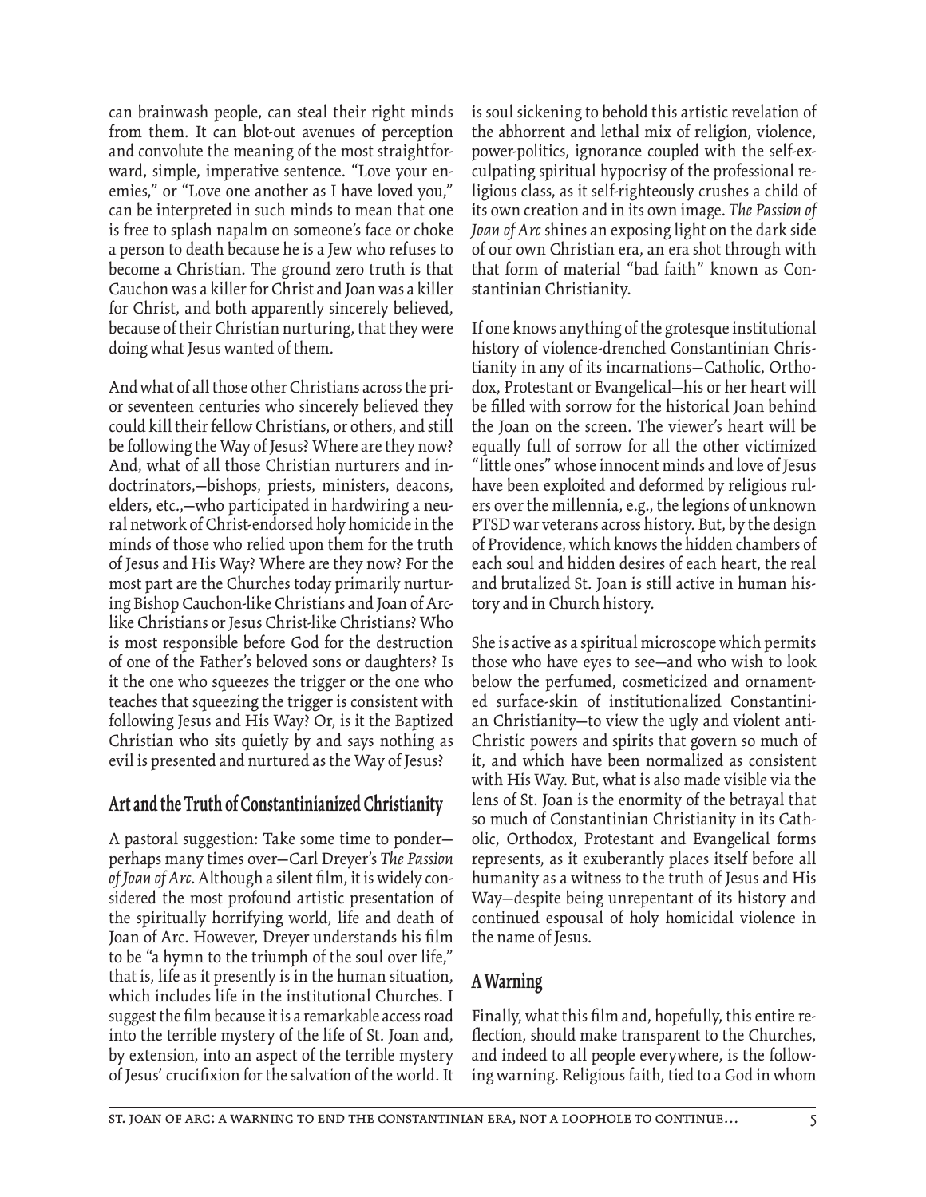can brainwash people, can steal their right minds from them. It can blot-out avenues of perception and convolute the meaning of the most straightforward, simple, imperative sentence. "Love your enemies," or "Love one another as I have loved you," can be interpreted in such minds to mean that one is free to splash napalm on someone's face or choke a person to death because he is a Jew who refuses to become a Christian. The ground zero truth is that Cauchon was a killer for Christ and Joan was a killer for Christ, and both apparently sincerely believed, because of their Christian nurturing, that they were doing what Jesus wanted of them.

And what of all those other Christians across the prior seventeen centuries who sincerely believed they could kill their fellow Christians, or others, and still be following the Way of Jesus? Where are they now? And, what of all those Christian nurturers and indoctrinators,—bishops, priests, ministers, deacons, elders, etc.,—who participated in hardwiring a neural network of Christ-endorsed holy homicide in the minds of those who relied upon them for the truth of Jesus and His Way? Where are they now? For the most part are the Churches today primarily nurturing Bishop Cauchon-like Christians and Joan of Arc-like Christians or Jesus Christ-like Christians? Who is most responsible before God for the destruction of one of the Father's beloved sons or daughters? Is it the one who squeezes the trigger or the one who teaches that squeezing the trigger is consistent with following Jesus and His Way? Or, is it the Baptized Christian who sits quietly by and says nothing as evil is presented and nurtured as the Way of Jesus?

## Art and the Truth of Constantinianized Christianity

A pastoral suggestion: Take some time to ponder—perhaps many times over—Carl Dreyer's *The Passion of Joan of Arc*. Although a silent film, it is widely considered the most profound artistic presentation of the spiritually horrifying world, life and death of Joan of Arc. However, Dreyer understands his film to be "a hymn to the triumph of the soul over life," that is, life as it presently is in the human situation, which includes life in the institutional Churches. I suggest the film because it is a remarkable access road into the terrible mystery of the life of St. Joan and, by extension, into an aspect of the terrible mystery of Jesus' crucifixion for the salvation of the world. It is soul sickening to behold this artistic revelation of the abhorrent and lethal mix of religion, violence, power-politics, ignorance coupled with the self-exculpating spiritual hypocrisy of the professional religious class, as it self-righteously crushes a child of its own creation and in its own image. *The Passion of Joan of Arc* shines an exposing light on the dark side of our own Christian era, an era shot through with that form of material "bad faith" known as Constantinian Christianity.

If one knows anything of the grotesque institutional history of violence-drenched Constantinian Christianity in any of its incarnations—Catholic, Orthodox, Protestant or Evangelical—his or her heart will be filled with sorrow for the historical Joan behind the Joan on the screen. The viewer's heart will be equally full of sorrow for all the other victimized "little ones" whose innocent minds and love of Jesus have been exploited and deformed by religious rulers over the millennia, e.g., the legions of unknown PTSD war veterans across history. But, by the design of Providence, which knows the hidden chambers of each soul and hidden desires of each heart, the real and brutalized St. Joan is still active in human history and in Church history.

She is active as a spiritual microscope which permits those who have eyes to see—and who wish to look below the perfumed, cosmeticized and ornamented surface-skin of institutionalized Constantinian Christianity—to view the ugly and violent anti-Christic powers and spirits that govern so much of it, and which have been normalized as consistent with His Way. But, what is also made visible via the lens of St. Joan is the enormity of the betrayal that so much of Constantinian Christianity in its Catholic, Orthodox, Protestant and Evangelical forms represents, as it exuberantly places itself before all humanity as a witness to the truth of Jesus and His Way—despite being unrepentant of its history and continued espousal of holy homicidal violence in the name of Jesus.

## A Warning

Finally, what this film and, hopefully, this entire reflection, should make transparent to the Churches, and indeed to all people everywhere, is the following warning. Religious faith, tied to a God in whom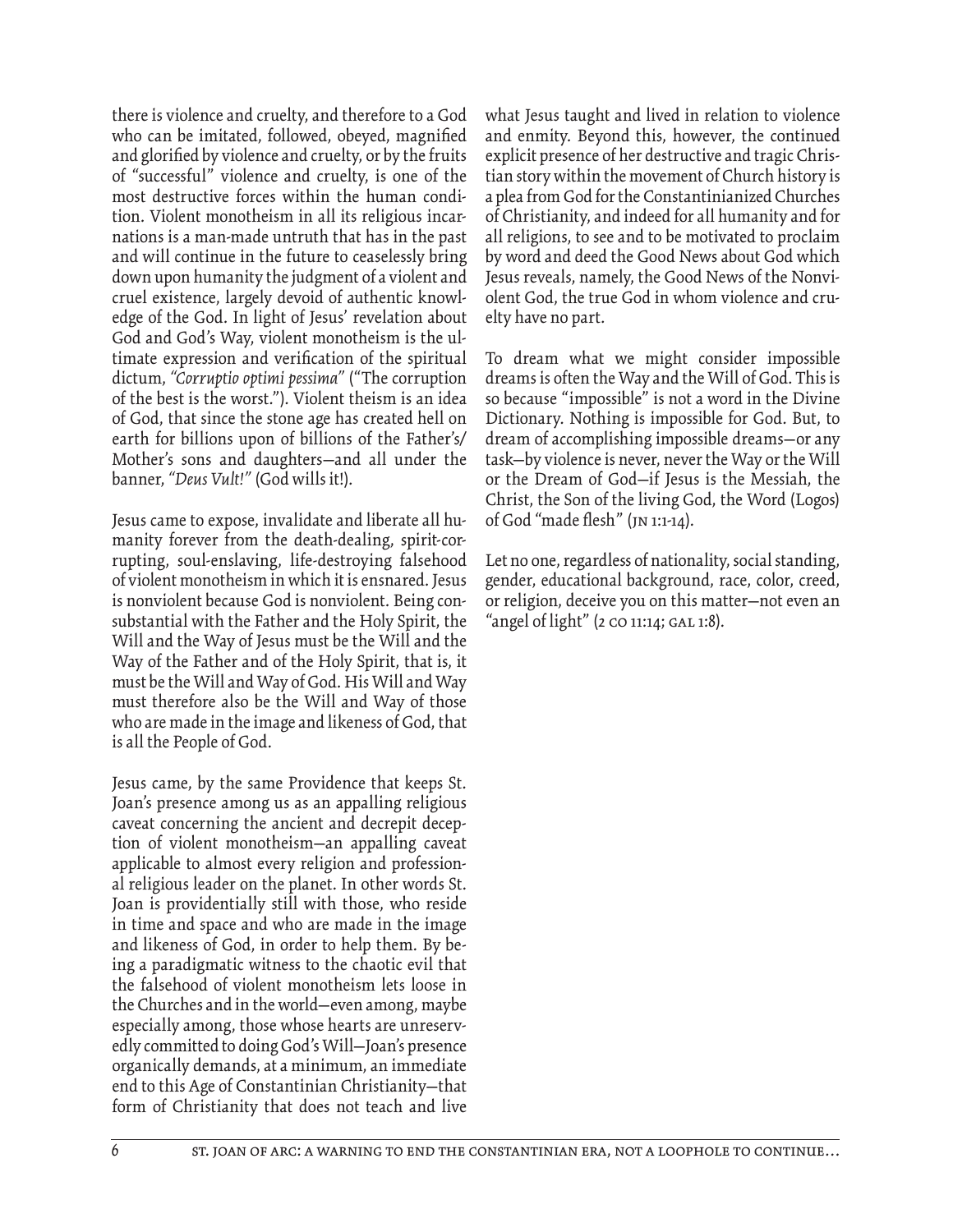there is violence and cruelty, and therefore to a God who can be imitated, followed, obeyed, magnified and glorified by violence and cruelty, or by the fruits of "successful" violence and cruelty, is one of the most destructive forces within the human condition. Violent monotheism in all its religious incarnations is a man-made untruth that has in the past and will continue in the future to ceaselessly bring down upon humanity the judgment of a violent and cruel existence, largely devoid of authentic knowledge of the God. In light of Jesus' revelation about God and God's Way, violent monotheism is the ultimate expression and verification of the spiritual dictum, *"Corruptio optimi pessima"* ("The corruption of the best is the worst."). Violent theism is an idea of God, that since the stone age has created hell on earth for billions upon of billions of the Father's/ Mother's sons and daughters—and all under the banner, *"Deus Vult!"* (God wills it!).

Jesus came to expose, invalidate and liberate all humanity forever from the death-dealing, spirit-corrupting, soul-enslaving, life-destroying falsehood of violent monotheism in which it is ensnared. Jesus is nonviolent because God is nonviolent. Being consubstantial with the Father and the Holy Spirit, the Will and the Way of Jesus must be the Will and the Way of the Father and of the Holy Spirit, that is, it must be the Will and Way of God. His Will and Way must therefore also be the Will and Way of those who are made in the image and likeness of God, that is all the People of God.

Jesus came, by the same Providence that keeps St. Joan's presence among us as an appalling religious caveat concerning the ancient and decrepit deception of violent monotheism—an appalling caveat applicable to almost every religion and professional religious leader on the planet. In other words St. Joan is providentially still with those, who reside in time and space and who are made in the image and likeness of God, in order to help them. By being a paradigmatic witness to the chaotic evil that the falsehood of violent monotheism lets loose in the Churches and in the world—even among, maybe especially among, those whose hearts are unreservedly committed to doing God's Will—Joan's presence organically demands, at a minimum, an immediate end to this Age of Constantinian Christianity—that form of Christianity that does not teach and live what Jesus taught and lived in relation to violence and enmity. Beyond this, however, the continued explicit presence of her destructive and tragic Christian story within the movement of Church history is a plea from God for the Constantinianized Churches of Christianity, and indeed for all humanity and for all religions, to see and to be motivated to proclaim by word and deed the Good News about God which Jesus reveals, namely, the Good News of the Nonviolent God, the true God in whom violence and cruelty have no part.

To dream what we might consider impossible dreams is often the Way and the Will of God. This is so because "impossible" is not a word in the Divine Dictionary. Nothing is impossible for God. But, to dream of accomplishing impossible dreams—or any task—by violence is never, never the Way or the Will or the Dream of God—if Jesus is the Messiah, the Christ, the Son of the living God, the Word (Logos) of God "made flesh" (JN 1:1-14).

Let no one, regardless of nationality, social standing, gender, educational background, race, color, creed, or religion, deceive you on this matter—not even an "angel of light" (2 CO 11:14; GAL 1:8).